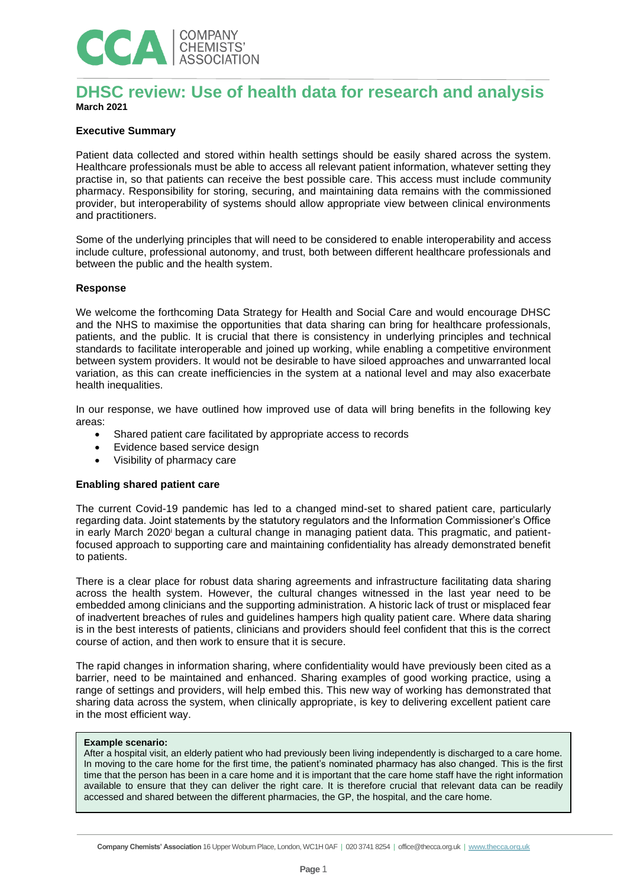# DHSC review: Use of health data for research and analysis

**March 2021**

**Executive Summary**

Patient data collected and stored within health settings should be easily shared across the system. Healthcare professionals must be able to access all relevant patient information, whatever setting they practise in, so that patients can receive the best possible care. This access must include community pharmacy. Responsibility for storing, securing, and maintaining data remains with the commissioned provider, but interoperability of systems should allow appropriate view between clinical environments and practitioners.

Some of the underlying principles that will need to be considered to enable interoperability and access include culture, professional autonomy, and trust, both between different healthcare professionals and between the public and the health system.

**Response**

We welcome the forthcoming Data Strategy for Health and Social Care and would encourage DHSC and the NHS to maximise the opportunities that data sharing can bring for healthcare professionals, patients, and the public. It is crucial that there is consistency in underlying principles and technical standards to facilitate interoperable and joined up working, while enabling a competitive environment between system providers. It would not be desirable to have siloed approaches and unwarranted local variation, as this can create inefficiencies in the system at a national level and may also exacerbate health inequalities.

In our response, we have outlined how improved use of data will bring benefits in the following key areas:

- Shared patient care facilitated by appropriate access to records
- Evidence based service design
- Visibility of pharmacy care

**Enabling shared patient care**

The current Covid-19 pandemic has led to a changed mind-set to shared patient care, particularly regarding data. Joint statements by the statutory regulators and the Information Commissioner's Office in early March 2020[i] began a cultural change in managing patient data. This pragmatic, and patient-focused approach to supporting care and maintaining confidentiality has already demonstrated benefit to patients.

There is a clear place for robust data sharing agreements and infrastructure facilitating data sharing across the health system. However, the cultural changes witnessed in the last year need to be embedded among clinicians and the supporting administration. A historic lack of trust or misplaced fear of inadvertent breaches of rules and guidelines hampers high quality patient care. Where data sharing is in the best interests of patients, clinicians and providers should feel confident that this is the correct course of action, and then work to ensure that it is secure.

The rapid changes in information sharing, where confidentiality would have previously been cited as a barrier, need to be maintained and enhanced. Sharing examples of good working practice, using a range of settings and providers, will help embed this. This new way of working has demonstrated that sharing data across the system, when clinically appropriate, is key to delivering excellent patient care in the most efficient way.

> **Example scenario:**
> After a hospital visit, an elderly patient who had previously been living independently is discharged to a care home. In moving to the care home for the first time, the patient's nominated pharmacy has also changed. This is the first time that the person has been in a care home and it is important that the care home staff have the right information available to ensure that they can deliver the right care. It is therefore crucial that relevant data can be readily accessed and shared between the different pharmacies, the GP, the hospital, and the care home.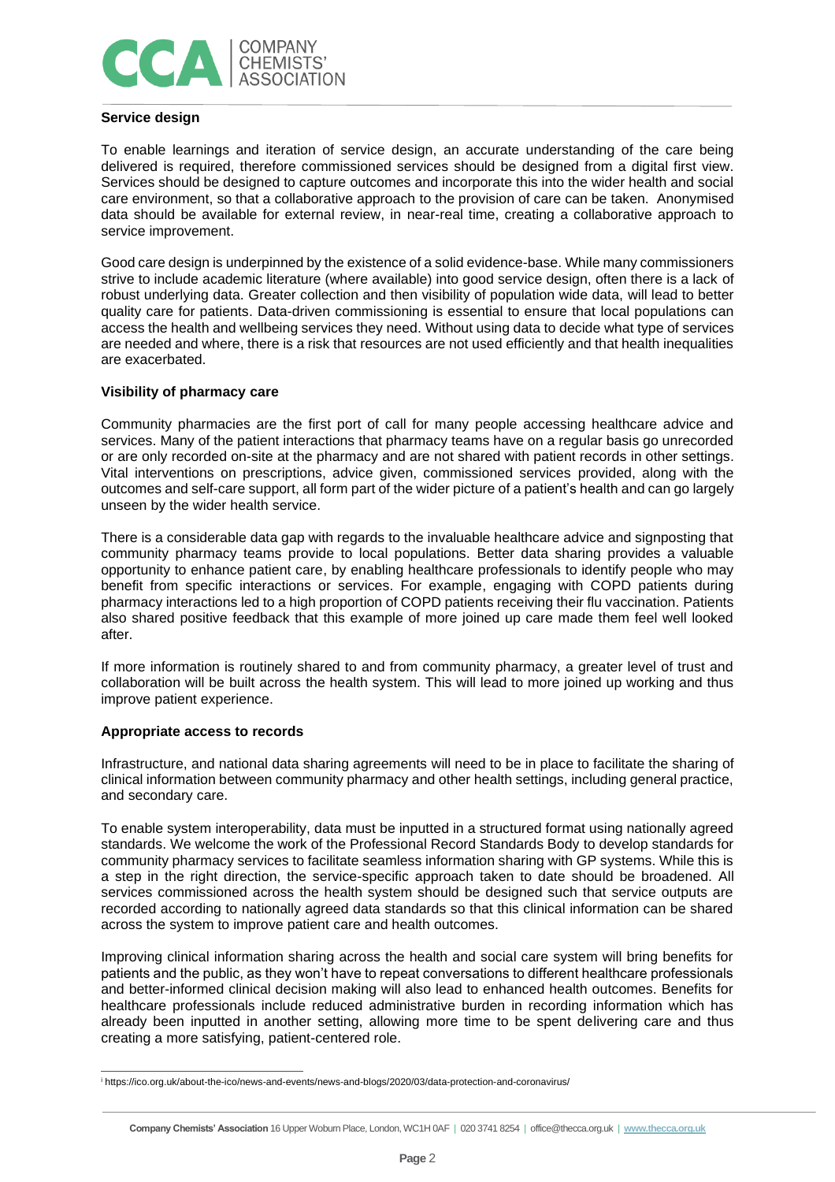### Service design

To enable learnings and iteration of service design, an accurate understanding of the care being delivered is required, therefore commissioned services should be designed from a digital first view. Services should be designed to capture outcomes and incorporate this into the wider health and social care environment, so that a collaborative approach to the provision of care can be taken. Anonymised data should be available for external review, in near-real time, creating a collaborative approach to service improvement.

Good care design is underpinned by the existence of a solid evidence-base. While many commissioners strive to include academic literature (where available) into good service design, often there is a lack of robust underlying data. Greater collection and then visibility of population wide data, will lead to better quality care for patients. Data-driven commissioning is essential to ensure that local populations can access the health and wellbeing services they need. Without using data to decide what type of services are needed and where, there is a risk that resources are not used efficiently and that health inequalities are exacerbated.

### Visibility of pharmacy care

Community pharmacies are the first port of call for many people accessing healthcare advice and services. Many of the patient interactions that pharmacy teams have on a regular basis go unrecorded or are only recorded on-site at the pharmacy and are not shared with patient records in other settings. Vital interventions on prescriptions, advice given, commissioned services provided, along with the outcomes and self-care support, all form part of the wider picture of a patient's health and can go largely unseen by the wider health service.

There is a considerable data gap with regards to the invaluable healthcare advice and signposting that community pharmacy teams provide to local populations. Better data sharing provides a valuable opportunity to enhance patient care, by enabling healthcare professionals to identify people who may benefit from specific interactions or services. For example, engaging with COPD patients during pharmacy interactions led to a high proportion of COPD patients receiving their flu vaccination. Patients also shared positive feedback that this example of more joined up care made them feel well looked after.

If more information is routinely shared to and from community pharmacy, a greater level of trust and collaboration will be built across the health system. This will lead to more joined up working and thus improve patient experience.

### Appropriate access to records

Infrastructure, and national data sharing agreements will need to be in place to facilitate the sharing of clinical information between community pharmacy and other health settings, including general practice, and secondary care.

To enable system interoperability, data must be inputted in a structured format using nationally agreed standards. We welcome the work of the Professional Record Standards Body to develop standards for community pharmacy services to facilitate seamless information sharing with GP systems. While this is a step in the right direction, the service-specific approach taken to date should be broadened. All services commissioned across the health system should be designed such that service outputs are recorded according to nationally agreed data standards so that this clinical information can be shared across the system to improve patient care and health outcomes.

Improving clinical information sharing across the health and social care system will bring benefits for patients and the public, as they won't have to repeat conversations to different healthcare professionals and better-informed clinical decision making will also lead to enhanced health outcomes. Benefits for healthcare professionals include reduced administrative burden in recording information which has already been inputted in another setting, allowing more time to be spent delivering care and thus creating a more satisfying, patient-centered role.

---

[i] https://ico.org.uk/about-the-ico/news-and-events/news-and-blogs/2020/03/data-protection-and-coronavirus/